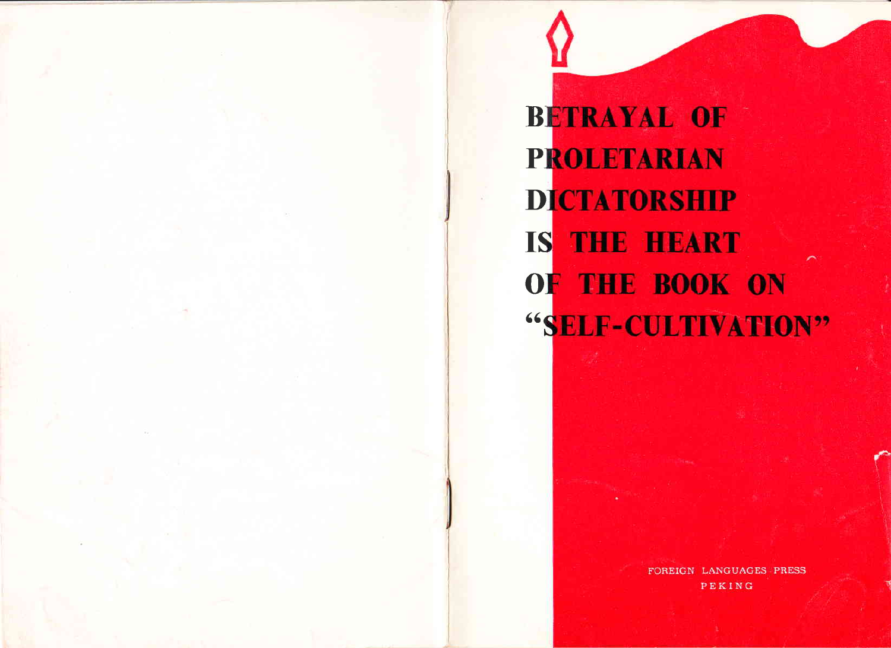# BETRAYAL OF PROLETARIAN DICTATORSHIP IS THE HEART OF THE BOOK ON "SELF-CULTIVATION"

FOREIGN LANGUAGES PRESS
PEKING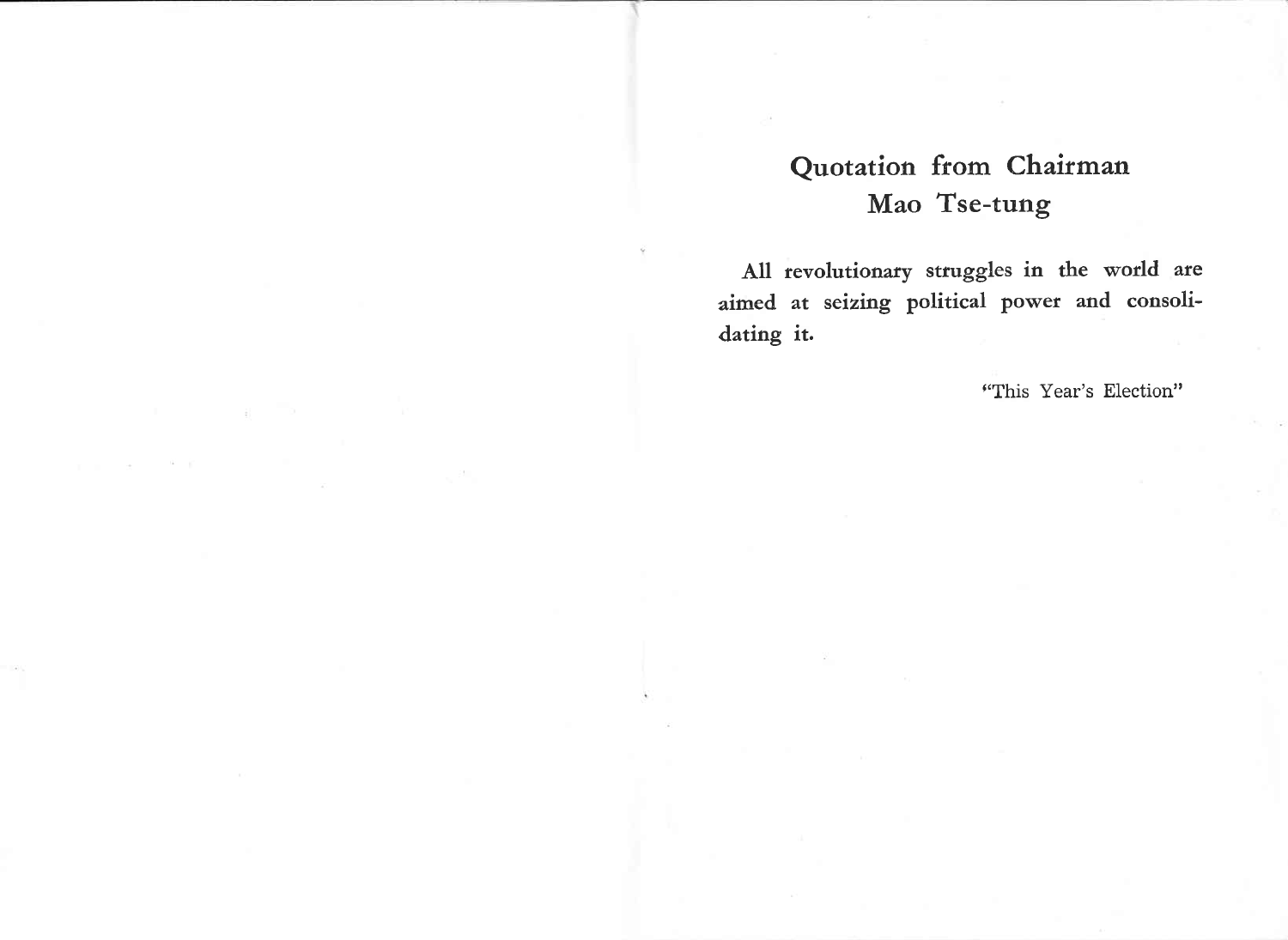## Quotation from Chairman Mao Tse-tung

**All revolutionary struggles in the world are aimed at seizing political power and consolidating it.**

"This Year's Election"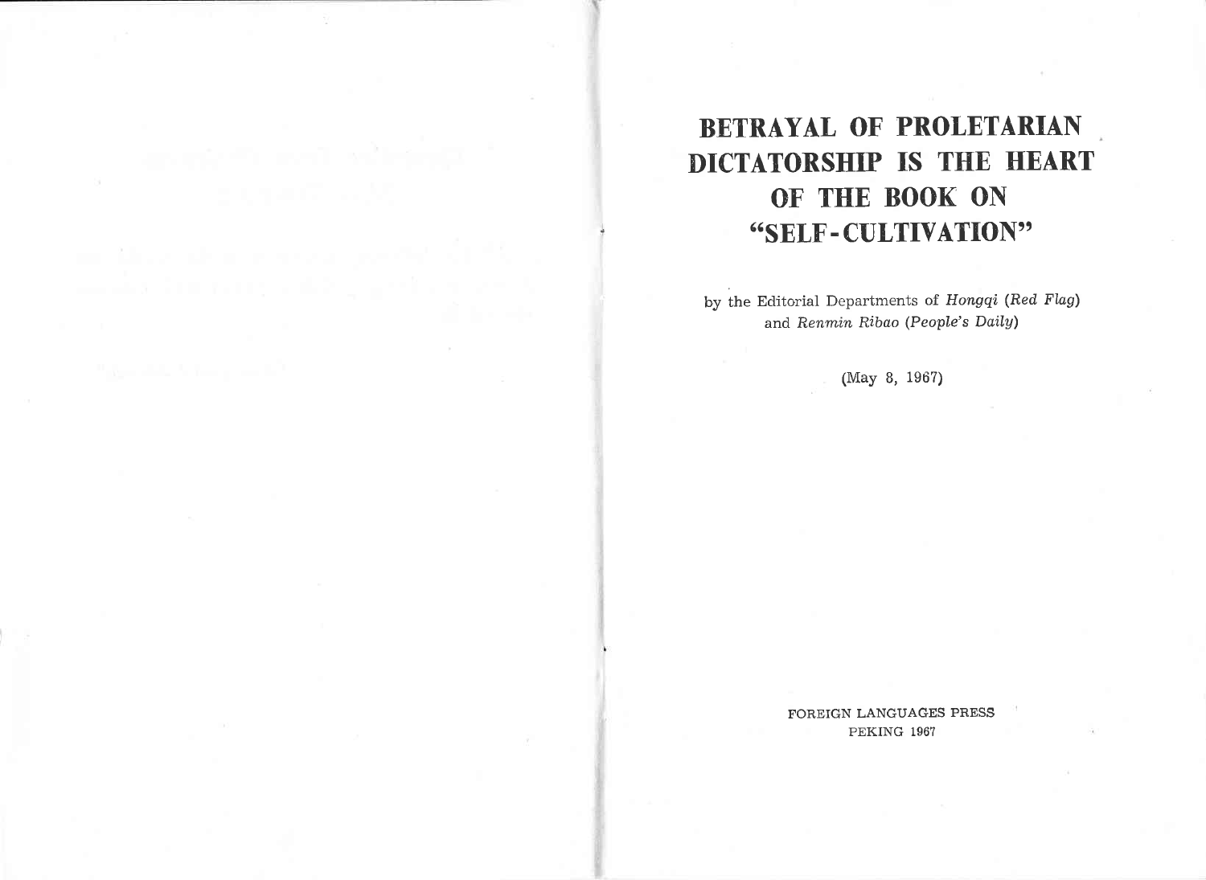# BETRAYAL OF PROLETARIAN DICTATORSHIP IS THE HEART OF THE BOOK ON "SELF-CULTIVATION"

by the Editorial Departments of *Hongqi* (*Red Flag*) and *Renmin Ribao* (*People's Daily*)

(May 8, 1967)

FOREIGN LANGUAGES PRESS
PEKING 1967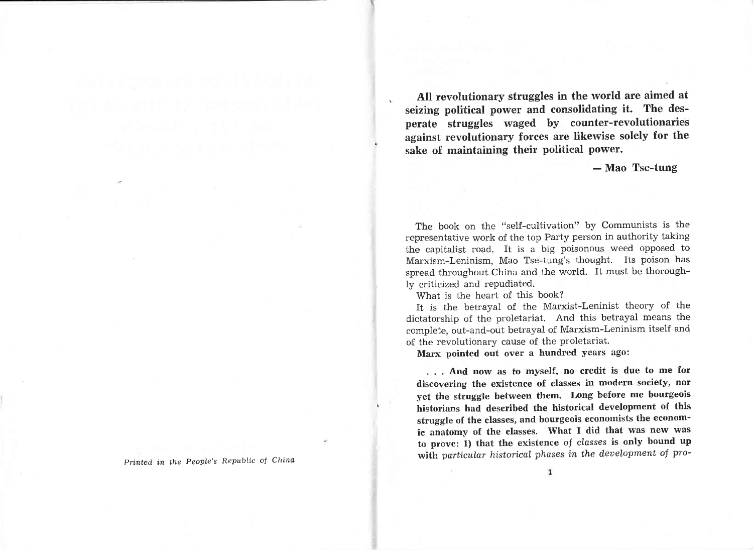*Printed in the People's Republic of China*

**All revolutionary struggles in the world are aimed at seizing political power and consolidating it. The desperate struggles waged by counter-revolutionaries against revolutionary forces are likewise solely for the sake of maintaining their political power.**

**— Mao Tse-tung**

The book on the "self-cultivation" by Communists is the representative work of the top Party person in authority taking the capitalist road. It is a big poisonous weed opposed to Marxism-Leninism, Mao Tse-tung's thought. Its poison has spread throughout China and the world. It must be thoroughly criticized and repudiated.

What is the heart of this book?

It is the betrayal of the Marxist-Leninist theory of the dictatorship of the proletariat. And this betrayal means the complete, out-and-out betrayal of Marxism-Leninism itself and of the revolutionary cause of the proletariat.

**Marx pointed out over a hundred years ago:**

> **. . . And now as to myself, no credit is due to me for discovering the existence of classes in modern society, nor yet the struggle between them. Long before me bourgeois historians had described the historical development of this struggle of the classes, and bourgeois economists the economic anatomy of the classes. What I did that was new was to prove: 1) that the existence** ***of classes*** **is only bound up with** ***particular historical phases in the development of pro-***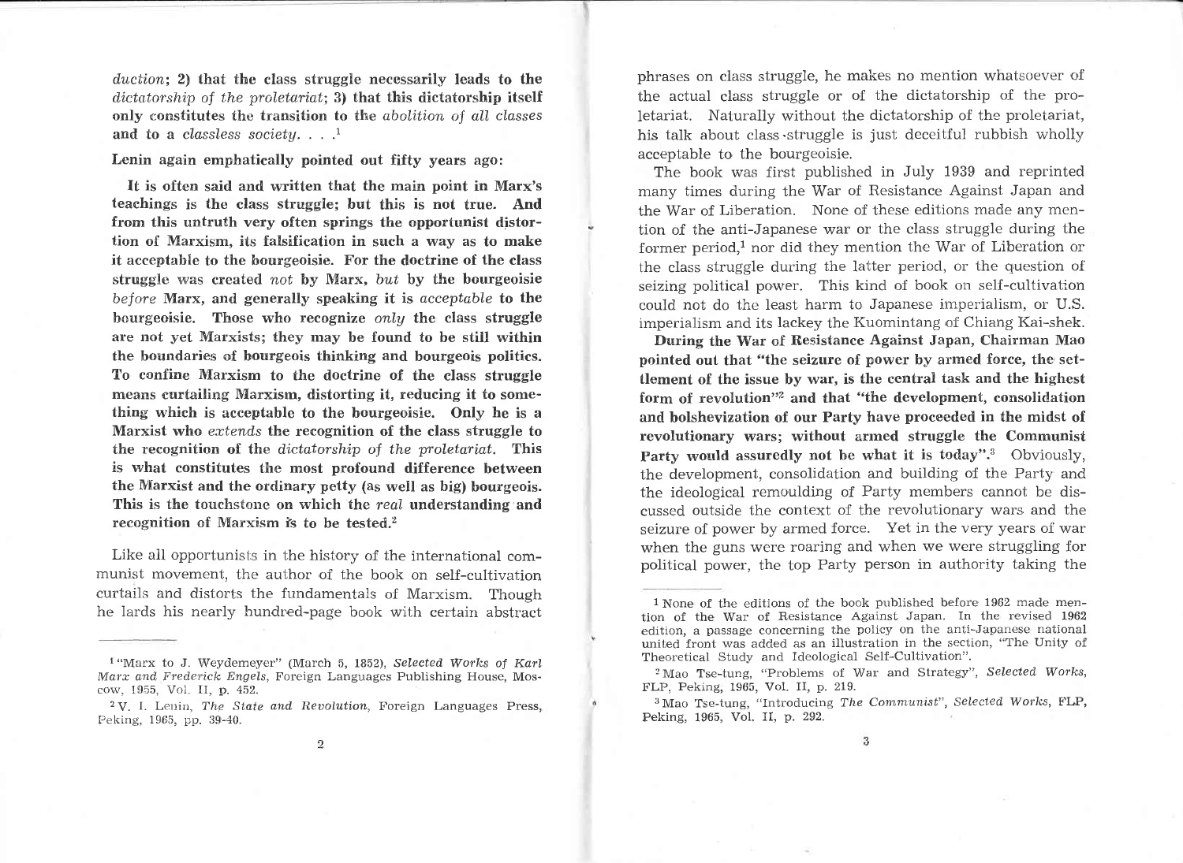*duction*; **2) that the class struggle necessarily leads to the** *dictatorship of the proletariat*; **3) that this dictatorship itself only constitutes the transition to the** *abolition of all classes* **and to a** *classless society*. . . .[1]

**Lenin again emphatically pointed out fifty years ago:**

> **It is often said and written that the main point in Marx's teachings is the class struggle; but this is not true. And from this untruth very often springs the opportunist distortion of Marxism, its falsification in such a way as to make it acceptable to the bourgeoisie. For the doctrine of the class struggle was created** *not* **by Marx,** *but* **by the bourgeoisie** *before* **Marx, and generally speaking it is** *acceptable* **to the bourgeoisie. Those who recognize** *only* **the class struggle are not yet Marxists; they may be found to be still within the boundaries of bourgeois thinking and bourgeois politics. To confine Marxism to the doctrine of the class struggle means curtailing Marxism, distorting it, reducing it to something which is acceptable to the bourgeoisie. Only he is a Marxist who** *extends* **the recognition of the class struggle to the recognition of the** *dictatorship of the proletariat*. **This is what constitutes the most profound difference between the Marxist and the ordinary petty (as well as big) bourgeois. This is the touchstone on which the** *real* **understanding and recognition of Marxism is to be tested.**[2]

Like all opportunists in the history of the international communist movement, the author of the book on self-cultivation curtails and distorts the fundamentals of Marxism. Though he lards his nearly hundred-page book with certain abstract phrases on class struggle, he makes no mention whatsoever of the actual class struggle or of the dictatorship of the proletariat. Naturally without the dictatorship of the proletariat, his talk about class struggle is just deceitful rubbish wholly acceptable to the bourgeoisie.

The book was first published in July 1939 and reprinted many times during the War of Resistance Against Japan and the War of Liberation. None of these editions made any mention of the anti-Japanese war or the class struggle during the former period,[1] nor did they mention the War of Liberation or the class struggle during the latter period, or the question of seizing political power. This kind of book on self-cultivation could not do the least harm to Japanese imperialism, or U.S. imperialism and its lackey the Kuomintang of Chiang Kai-shek.

**During the War of Resistance Against Japan, Chairman Mao pointed out that "the seizure of power by armed force, the settlement of the issue by war, is the central task and the highest form of revolution"[2] and that "the development, consolidation and bolshevization of our Party have proceeded in the midst of revolutionary wars; without armed struggle the Communist Party would assuredly not be what it is today".**[3] Obviously, the development, consolidation and building of the Party and the ideological remoulding of Party members cannot be discussed outside the context of the revolutionary wars and the seizure of power by armed force. Yet in the very years of war when the guns were roaring and when we were struggling for political power, the top Party person in authority taking the

---

[1] "Marx to J. Weydemeyer" (March 5, 1852), *Selected Works of Karl Marx and Frederick Engels*, Foreign Languages Publishing House, Moscow, 1955, Vol. II, p. 452.

[2] V. I. Lenin, *The State and Revolution*, Foreign Languages Press, Peking, 1965, pp. 39-40.

[1] None of the editions of the book published before 1962 made mention of the War of Resistance Against Japan. In the revised 1962 edition, a passage concerning the policy on the anti-Japanese national united front was added as an illustration in the section, "The Unity of Theoretical Study and Ideological Self-Cultivation".

[2] Mao Tse-tung, "Problems of War and Strategy", *Selected Works*, FLP, Peking, 1965, Vol. II, p. 219.

[3] Mao Tse-tung, "Introducing *The Communist*", *Selected Works*, FLP, Peking, 1965, Vol. II, p. 292.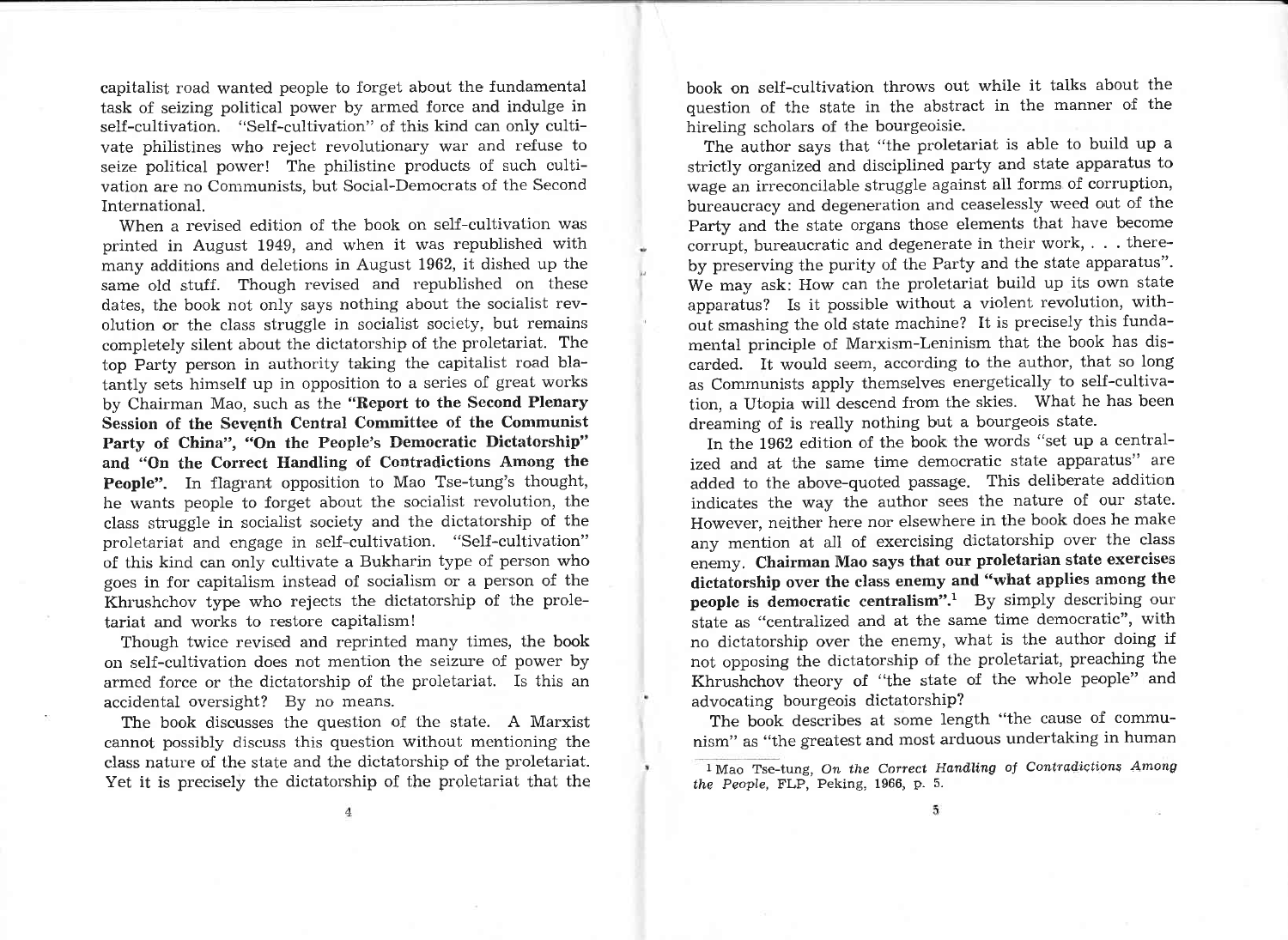capitalist road wanted people to forget about the fundamental task of seizing political power by armed force and indulge in self-cultivation. "Self-cultivation" of this kind can only cultivate philistines who reject revolutionary war and refuse to seize political power! The philistine products of such cultivation are no Communists, but Social-Democrats of the Second International.

When a revised edition of the book on self-cultivation was printed in August 1949, and when it was republished with many additions and deletions in August 1962, it dished up the same old stuff. Though revised and republished on these dates, the book not only says nothing about the socialist revolution or the class struggle in socialist society, but remains completely silent about the dictatorship of the proletariat. The top Party person in authority taking the capitalist road blatantly sets himself up in opposition to a series of great works by Chairman Mao, such as the **"Report to the Second Plenary Session of the Seventh Central Committee of the Communist Party of China", "On the People's Democratic Dictatorship" and "On the Correct Handling of Contradictions Among the People".** In flagrant opposition to Mao Tse-tung's thought, he wants people to forget about the socialist revolution, the class struggle in socialist society and the dictatorship of the proletariat and engage in self-cultivation. "Self-cultivation" of this kind can only cultivate a Bukharin type of person who goes in for capitalism instead of socialism or a person of the Khrushchov type who rejects the dictatorship of the proletariat and works to restore capitalism!

Though twice revised and reprinted many times, the book on self-cultivation does not mention the seizure of power by armed force or the dictatorship of the proletariat. Is this an accidental oversight? By no means.

The book discusses the question of the state. A Marxist cannot possibly discuss this question without mentioning the class nature of the state and the dictatorship of the proletariat. Yet it is precisely the dictatorship of the proletariat that the book on self-cultivation throws out while it talks about the question of the state in the abstract in the manner of the hireling scholars of the bourgeoisie.

The author says that "the proletariat is able to build up a strictly organized and disciplined party and state apparatus to wage an irreconcilable struggle against all forms of corruption, bureaucracy and degeneration and ceaselessly weed out of the Party and the state organs those elements that have become corrupt, bureaucratic and degenerate in their work, . . . thereby preserving the purity of the Party and the state apparatus". We may ask: How can the proletariat build up its own state apparatus? Is it possible without a violent revolution, without smashing the old state machine? It is precisely this fundamental principle of Marxism-Leninism that the book has discarded. It would seem, according to the author, that so long as Communists apply themselves energetically to self-cultivation, a Utopia will descend from the skies. What he has been dreaming of is really nothing but a bourgeois state.

In the 1962 edition of the book the words "set up a centralized and at the same time democratic state apparatus" are added to the above-quoted passage. This deliberate addition indicates the way the author sees the nature of our state. However, neither here nor elsewhere in the book does he make any mention at all of exercising dictatorship over the class enemy. **Chairman Mao says that our proletarian state exercises dictatorship over the class enemy and "what applies among the people is democratic centralism".**[1] By simply describing our state as "centralized and at the same time democratic", with no dictatorship over the enemy, what is the author doing if not opposing the dictatorship of the proletariat, preaching the Khrushchov theory of "the state of the whole people" and advocating bourgeois dictatorship?

The book describes at some length "the cause of communism" as "the greatest and most arduous undertaking in human

[1] Mao Tse-tung, *On the Correct Handling of Contradictions Among the People*, FLP, Peking, 1966, p. 5.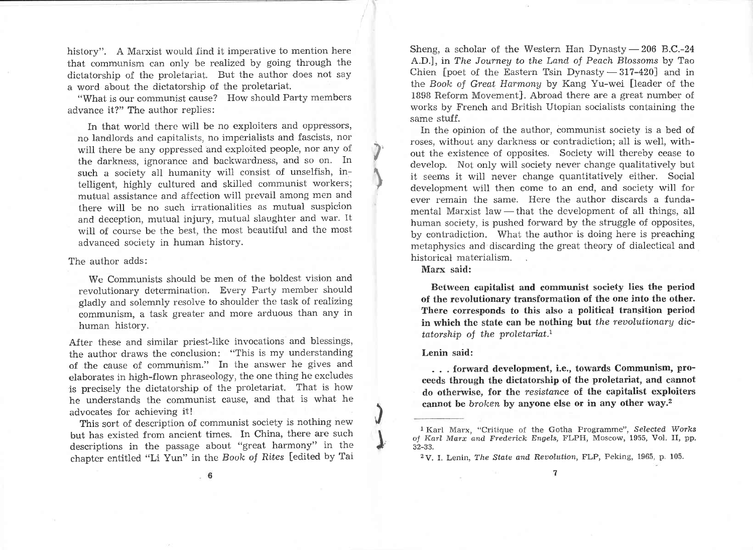history". A Marxist would find it imperative to mention here that communism can only be realized by going through the dictatorship of the proletariat. But the author does not say a word about the dictatorship of the proletariat.

"What is our communist cause? How should Party members advance it?" The author replies:

> In that world there will be no exploiters and oppressors, no landlords and capitalists, no imperialists and fascists, nor will there be any oppressed and exploited people, nor any of the darkness, ignorance and backwardness, and so on. In such a society all humanity will consist of unselfish, intelligent, highly cultured and skilled communist workers; mutual assistance and affection will prevail among men and there will be no such irrationalities as mutual suspicion and deception, mutual injury, mutual slaughter and war. It will of course be the best, the most beautiful and the most advanced society in human history.

The author adds:

> We Communists should be men of the boldest vision and revolutionary determination. Every Party member should gladly and solemnly resolve to shoulder the task of realizing communism, a task greater and more arduous than any in human history.

After these and similar priest-like invocations and blessings, the author draws the conclusion: "This is my understanding of the cause of communism." In the answer he gives and elaborates in high-flown phraseology, the one thing he excludes is precisely the dictatorship of the proletariat. That is how he understands the communist cause, and that is what he advocates for achieving it!

This sort of description of communist society is nothing new but has existed from ancient times. In China, there are such descriptions in the passage about "great harmony" in the chapter entitled "Li Yun" in the *Book of Rites* [edited by Tai Sheng, a scholar of the Western Han Dynasty — 206 B.C.-24 A.D.], in *The Journey to the Land of Peach Blossoms* by Tao Chien [poet of the Eastern Tsin Dynasty — 317-420] and in the *Book of Great Harmony* by Kang Yu-wei [leader of the 1898 Reform Movement]. Abroad there are a great number of works by French and British Utopian socialists containing the same stuff.

In the opinion of the author, communist society is a bed of roses, without any darkness or contradiction; all is well, without the existence of opposites. Society will thereby cease to develop. Not only will society never change qualitatively but it seems it will never change quantitatively either. Social development will then come to an end, and society will for ever remain the same. Here the author discards a fundamental Marxist law — that the development of all things, all human society, is pushed forward by the struggle of opposites, by contradiction. What the author is doing here is preaching metaphysics and discarding the great theory of dialectical and historical materialism.

**Marx said:**

> **Between capitalist and communist society lies the period of the revolutionary transformation of the one into the other. There corresponds to this also a political transition period in which the state can be nothing but** ***the revolutionary dictatorship of the proletariat.***[1]

**Lenin said:**

> **. . . forward development, i.e., towards Communism, proceeds through the dictatorship of the proletariat, and cannot do otherwise, for the** ***resistance*** **of the capitalist exploiters cannot be** ***broken*** **by anyone else or in any other way.**[2]

---

[1] Karl Marx, "Critique of the Gotha Programme", *Selected Works of Karl Marx and Frederick Engels*, FLPH, Moscow, 1955, Vol. II, pp. 32-33.

[2] V. I. Lenin, *The State and Revolution*, FLP, Peking, 1965, p. 105.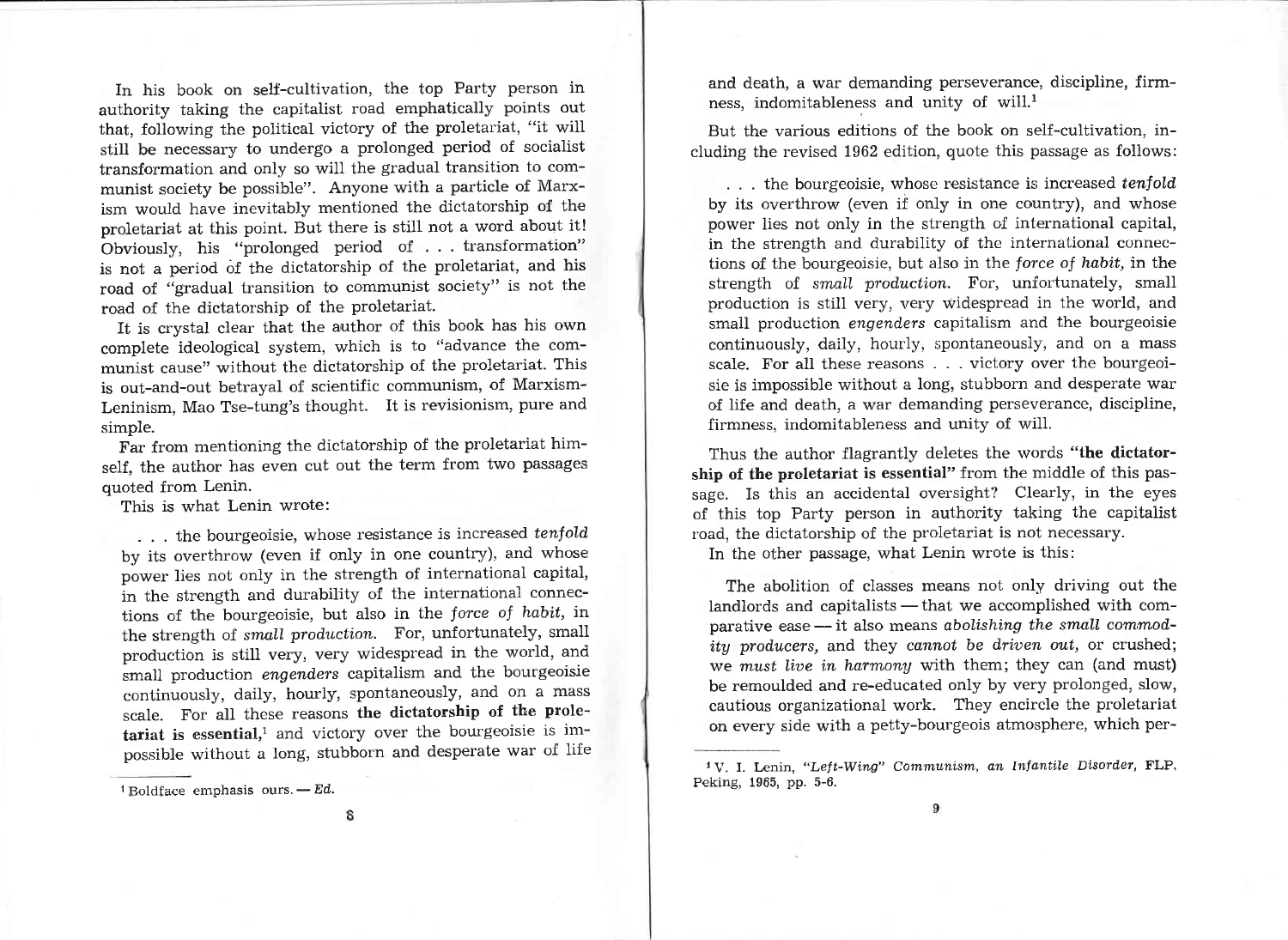In his book on self-cultivation, the top Party person in authority taking the capitalist road emphatically points out that, following the political victory of the proletariat, "it will still be necessary to undergo a prolonged period of socialist transformation and only so will the gradual transition to communist society be possible". Anyone with a particle of Marxism would have inevitably mentioned the dictatorship of the proletariat at this point. But there is still not a word about it! Obviously, his "prolonged period of . . . transformation" is not a period of the dictatorship of the proletariat, and his road of "gradual transition to communist society" is not the road of the dictatorship of the proletariat.

It is crystal clear that the author of this book has his own complete ideological system, which is to "advance the communist cause" without the dictatorship of the proletariat. This is out-and-out betrayal of scientific communism, of Marxism-Leninism, Mao Tse-tung's thought. It is revisionism, pure and simple.

Far from mentioning the dictatorship of the proletariat himself, the author has even cut out the term from two passages quoted from Lenin.

This is what Lenin wrote:

> . . . the bourgeoisie, whose resistance is increased *tenfold* by its overthrow (even if only in one country), and whose power lies not only in the strength of international capital, in the strength and durability of the international connections of the bourgeoisie, but also in the *force of habit*, in the strength of *small production*. For, unfortunately, small production is still very, very widespread in the world, and small production *engenders* capitalism and the bourgeoisie continuously, daily, hourly, spontaneously, and on a mass scale. For all these reasons **the dictatorship of the proletariat is essential**,[1] and victory over the bourgeoisie is impossible without a long, stubborn and desperate war of life and death, a war demanding perseverance, discipline, firmness, indomitableness and unity of will.[1]

[1] Boldface emphasis ours. — *Ed.*

But the various editions of the book on self-cultivation, including the revised 1962 edition, quote this passage as follows:

> . . . the bourgeoisie, whose resistance is increased *tenfold* by its overthrow (even if only in one country), and whose power lies not only in the strength of international capital, in the strength and durability of the international connections of the bourgeoisie, but also in the *force of habit*, in the strength of *small production*. For, unfortunately, small production is still very, very widespread in the world, and small production *engenders* capitalism and the bourgeoisie continuously, daily, hourly, spontaneously, and on a mass scale. For all these reasons . . . victory over the bourgeoisie is impossible without a long, stubborn and desperate war of life and death, a war demanding perseverance, discipline, firmness, indomitableness and unity of will.

Thus the author flagrantly deletes the words **"the dictatorship of the proletariat is essential"** from the middle of this passage. Is this an accidental oversight? Clearly, in the eyes of this top Party person in authority taking the capitalist road, the dictatorship of the proletariat is not necessary.

In the other passage, what Lenin wrote is this:

> The abolition of classes means not only driving out the landlords and capitalists — that we accomplished with comparative ease — it also means *abolishing the small commodity producers*, and they *cannot be driven out*, or crushed; we *must live in harmony* with them; they can (and must) be remoulded and re-educated only by very prolonged, slow, cautious organizational work. They encircle the proletariat on every side with a petty-bourgeois atmosphere, which per-

[1] V. I. Lenin, *"Left-Wing" Communism, an Infantile Disorder*, FLP, Peking, 1965, pp. 5-6.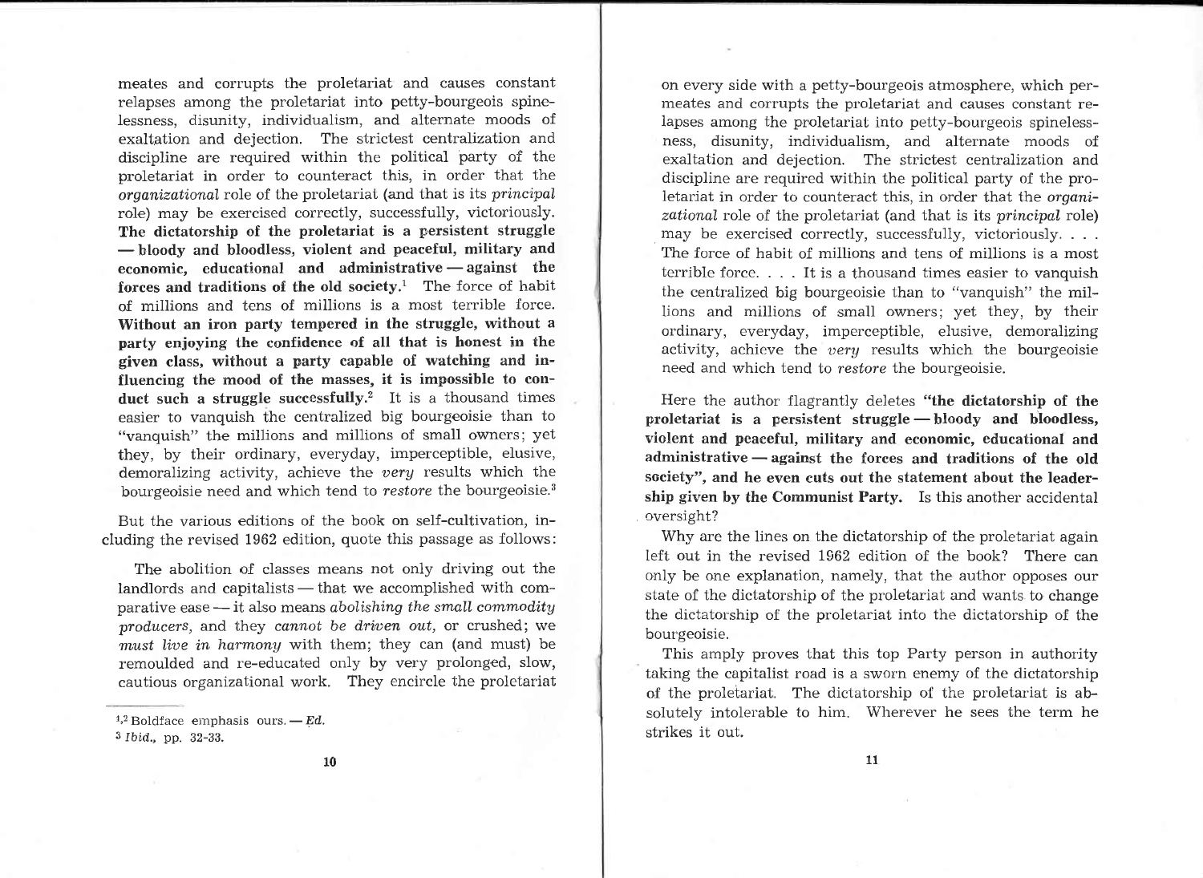meates and corrupts the proletariat and causes constant relapses among the proletariat into petty-bourgeois spinelessness, disunity, individualism, and alternate moods of exaltation and dejection. The strictest centralization and discipline are required within the political party of the proletariat in order to counteract this, in order that the *organizational* role of the proletariat (and that is its *principal* role) may be exercised correctly, successfully, victoriously. **The dictatorship of the proletariat is a persistent struggle — bloody and bloodless, violent and peaceful, military and economic, educational and administrative — against the forces and traditions of the old society.**[1] The force of habit of millions and tens of millions is a most terrible force. **Without an iron party tempered in the struggle, without a party enjoying the confidence of all that is honest in the given class, without a party capable of watching and influencing the mood of the masses, it is impossible to conduct such a struggle successfully.**[2] It is a thousand times easier to vanquish the centralized big bourgeoisie than to "vanquish" the millions and millions of small owners; yet they, by their ordinary, everyday, imperceptible, elusive, demoralizing activity, achieve the *very* results which the bourgeoisie need and which tend to *restore* the bourgeoisie.[3]

But the various editions of the book on self-cultivation, including the revised 1962 edition, quote this passage as follows:

> The abolition of classes means not only driving out the landlords and capitalists — that we accomplished with comparative ease — it also means *abolishing the small commodity producers*, and they *cannot be driven out*, or crushed; we *must live in harmony* with them; they can (and must) be remoulded and re-educated only by very prolonged, slow, cautious organizational work. They encircle the proletariat on every side with a petty-bourgeois atmosphere, which permeates and corrupts the proletariat and causes constant relapses among the proletariat into petty-bourgeois spinelessness, disunity, individualism, and alternate moods of exaltation and dejection. The strictest centralization and discipline are required within the political party of the proletariat in order to counteract this, in order that the *organizational* role of the proletariat (and that is its *principal* role) may be exercised correctly, successfully, victoriously. . . . The force of habit of millions and tens of millions is a most terrible force. . . . It is a thousand times easier to vanquish the centralized big bourgeoisie than to "vanquish" the millions and millions of small owners; yet they, by their ordinary, everyday, imperceptible, elusive, demoralizing activity, achieve the *very* results which the bourgeoisie need and which tend to *restore* the bourgeoisie.

Here the author flagrantly deletes **"the dictatorship of the proletariat is a persistent struggle — bloody and bloodless, violent and peaceful, military and economic, educational and administrative — against the forces and traditions of the old society", and he even cuts out the statement about the leadership given by the Communist Party.** Is this another accidental oversight?

Why are the lines on the dictatorship of the proletariat again left out in the revised 1962 edition of the book? There can only be one explanation, namely, that the author opposes our state of the dictatorship of the proletariat and wants to change the dictatorship of the proletariat into the dictatorship of the bourgeoisie.

This amply proves that this top Party person in authority taking the capitalist road is a sworn enemy of the dictatorship of the proletariat. The dictatorship of the proletariat is absolutely intolerable to him. Wherever he sees the term he strikes it out.

[1,2] Boldface emphasis ours. — *Ed.*

[3] *Ibid.*, pp. 32-33.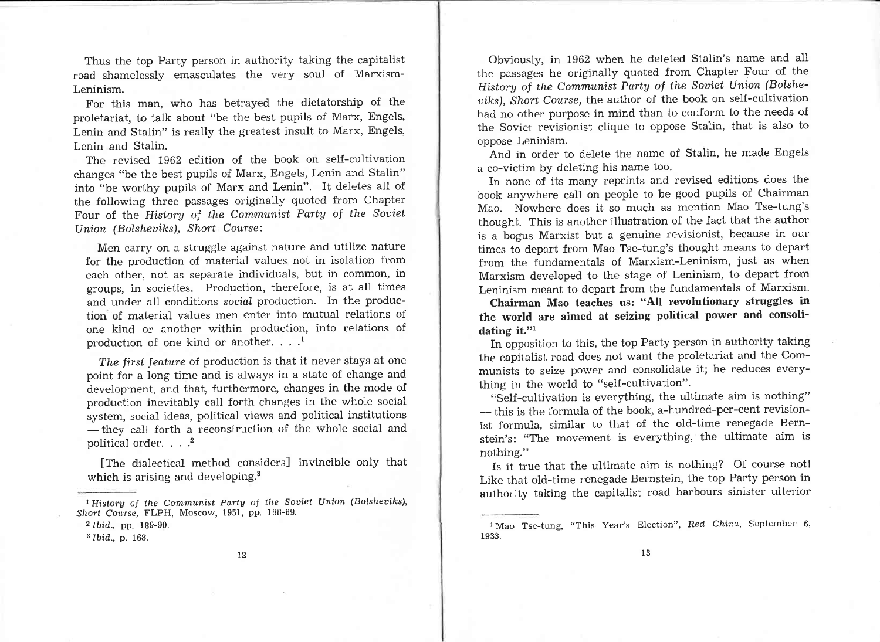Thus the top Party person in authority taking the capitalist road shamelessly emasculates the very soul of Marxism-Leninism.

For this man, who has betrayed the dictatorship of the proletariat, to talk about "be the best pupils of Marx, Engels, Lenin and Stalin" is really the greatest insult to Marx, Engels, Lenin and Stalin.

The revised 1962 edition of the book on self-cultivation changes "be the best pupils of Marx, Engels, Lenin and Stalin" into "be worthy pupils of Marx and Lenin". It deletes all of the following three passages originally quoted from Chapter Four of the *History of the Communist Party of the Soviet Union (Bolsheviks), Short Course*:

> Men carry on a struggle against nature and utilize nature for the production of material values not in isolation from each other, not as separate individuals, but in common, in groups, in societies. Production, therefore, is at all times and under all conditions *social* production. In the production of material values men enter into mutual relations of one kind or another within production, into relations of production of one kind or another. . . .[1]

> *The first feature* of production is that it never stays at one point for a long time and is always in a state of change and development, and that, furthermore, changes in the mode of production inevitably call forth changes in the whole social system, social ideas, political views and political institutions — they call forth a reconstruction of the whole social and political order. . . .[2]

> [The dialectical method considers] invincible only that which is arising and developing.[3]

[1] *History of the Communist Party of the Soviet Union (Bolsheviks), Short Course*, FLPH, Moscow, 1951, pp. 188-89.

[2] *Ibid.*, pp. 189-90.

[3] *Ibid.*, p. 168.

Obviously, in 1962 when he deleted Stalin's name and all the passages he originally quoted from Chapter Four of the *History of the Communist Party of the Soviet Union (Bolsheviks), Short Course*, the author of the book on self-cultivation had no other purpose in mind than to conform to the needs of the Soviet revisionist clique to oppose Stalin, that is also to oppose Leninism.

And in order to delete the name of Stalin, he made Engels a co-victim by deleting his name too.

In none of its many reprints and revised editions does the book anywhere call on people to be good pupils of Chairman Mao. Nowhere does it so much as mention Mao Tse-tung's thought. This is another illustration of the fact that the author is a bogus Marxist but a genuine revisionist, because in our times to depart from Mao Tse-tung's thought means to depart from the fundamentals of Marxism-Leninism, just as when Marxism developed to the stage of Leninism, to depart from Leninism meant to depart from the fundamentals of Marxism.

**Chairman Mao teaches us: "All revolutionary struggles in the world are aimed at seizing political power and consolidating it."**[1]

In opposition to this, the top Party person in authority taking the capitalist road does not want the proletariat and the Communists to seize power and consolidate it; he reduces everything in the world to "self-cultivation".

"Self-cultivation is everything, the ultimate aim is nothing" — this is the formula of the book, a-hundred-per-cent revisionist formula, similar to that of the old-time renegade Bernstein's: "The movement is everything, the ultimate aim is nothing."

Is it true that the ultimate aim is nothing? Of course not! Like that old-time renegade Bernstein, the top Party person in authority taking the capitalist road harbours sinister ulterior

[1] Mao Tse-tung, "This Year's Election", *Red China*, September 6, 1933.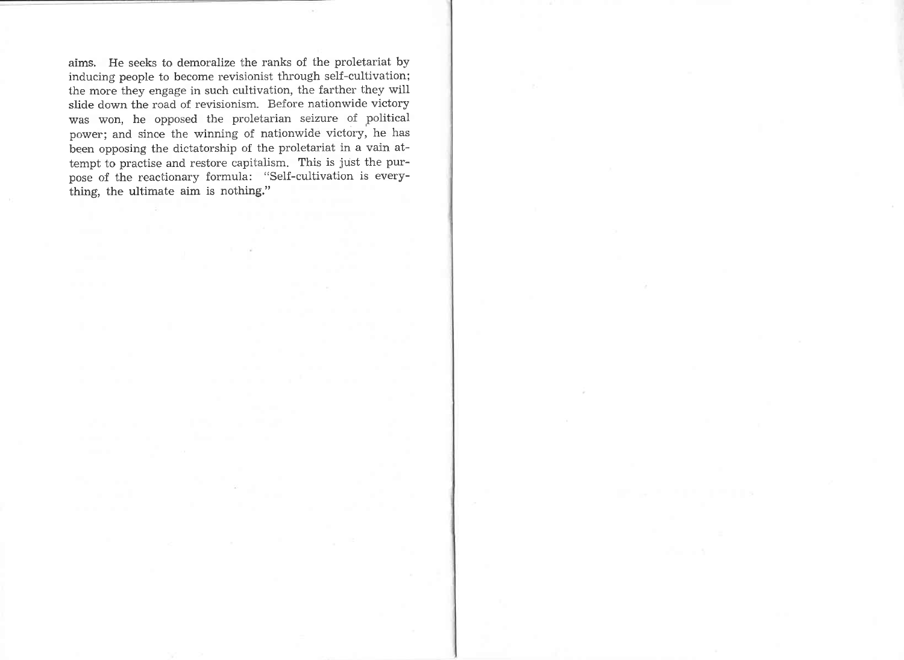aims. He seeks to demoralize the ranks of the proletariat by inducing people to become revisionist through self-cultivation; the more they engage in such cultivation, the farther they will slide down the road of revisionism. Before nationwide victory was won, he opposed the proletarian seizure of political power; and since the winning of nationwide victory, he has been opposing the dictatorship of the proletariat in a vain attempt to practise and restore capitalism. This is just the purpose of the reactionary formula: "Self-cultivation is everything, the ultimate aim is nothing."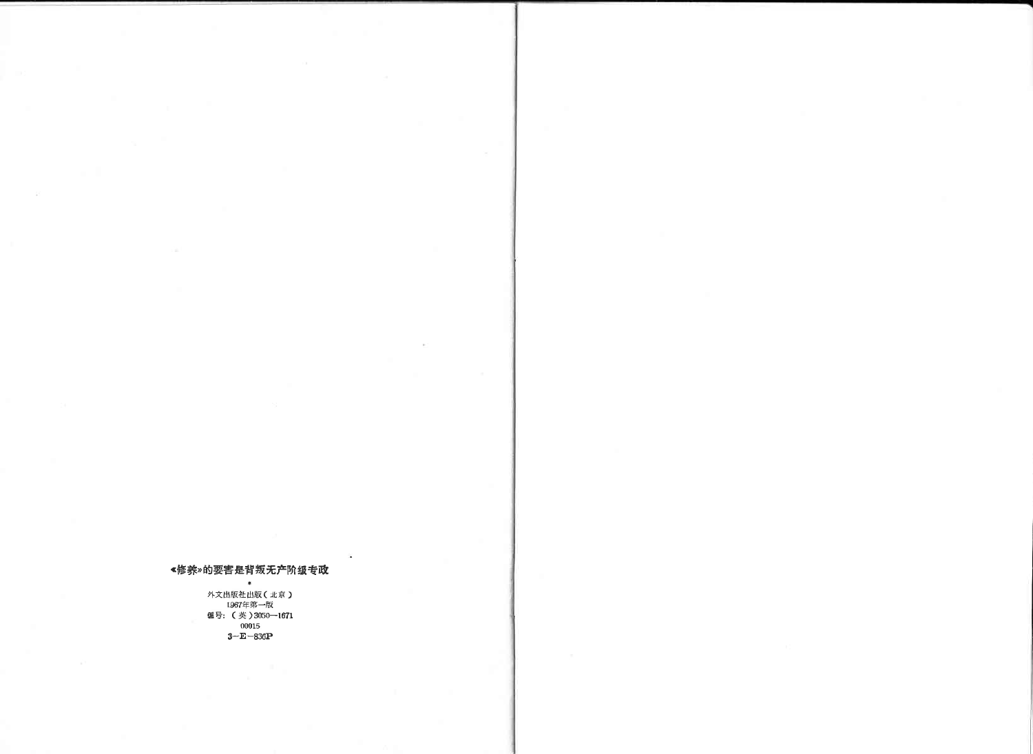«修养»的要害是背叛无产阶级专政

*

外文出版社出版（北京）

1967年第一版

编号：（英）3050—1671

00015

3—E—836P